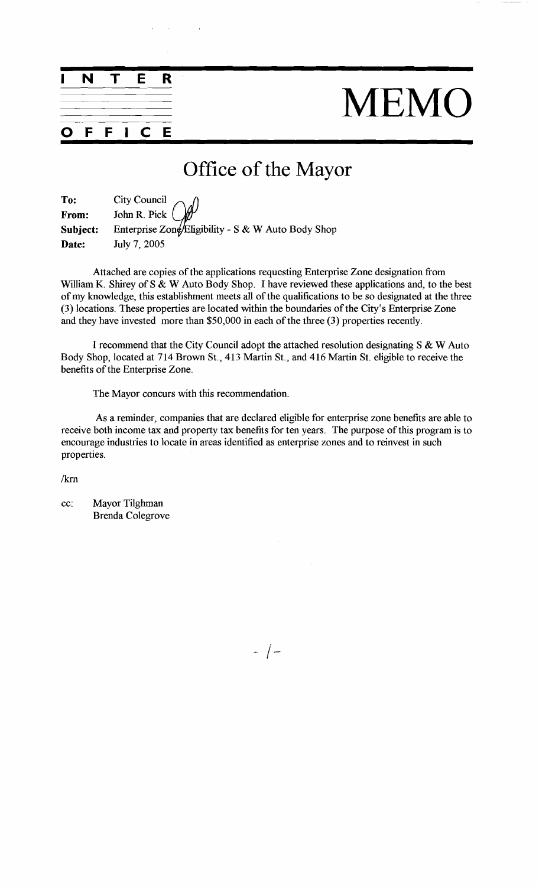# INTER OFFICE MEMO

## Office of the Mayor

**To:** City Council
**From:** John R. Pick
**Subject:** Enterprise Zone Eligibility - S & W Auto Body Shop
**Date:** July 7, 2005

Attached are copies of the applications requesting Enterprise Zone designation from William K. Shirey of S & W Auto Body Shop. I have reviewed these applications and, to the best of my knowledge, this establishment meets all of the qualifications to be so designated at the three (3) locations. These properties are located within the boundaries of the City's Enterprise Zone and they have invested more than $50,000 in each of the three (3) properties recently.

I recommend that the City Council adopt the attached resolution designating S & W Auto Body Shop, located at 714 Brown St., 413 Martin St., and 416 Martin St. eligible to receive the benefits of the Enterprise Zone.

The Mayor concurs with this recommendation.

As a reminder, companies that are declared eligible for enterprise zone benefits are able to receive both income tax and property tax benefits for ten years. The purpose of this program is to encourage industries to locate in areas identified as enterprise zones and to reinvest in such properties.

/krn

cc: Mayor Tilghman
Brenda Colegrove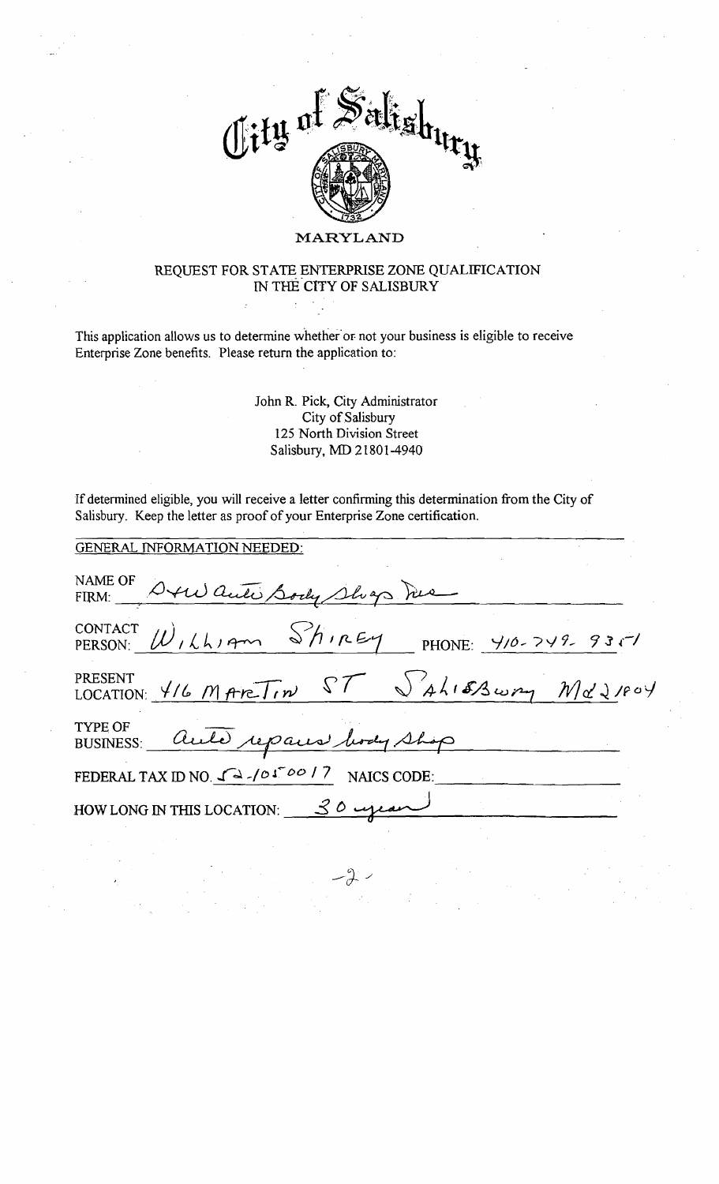# City of Salisbury

MARYLAND

## REQUEST FOR STATE ENTERPRISE ZONE QUALIFICATION IN THE CITY OF SALISBURY

This application allows us to determine whether or not your business is eligible to receive Enterprise Zone benefits. Please return the application to:

John R. Pick, City Administrator
City of Salisbury
125 North Division Street
Salisbury, MD 21801-4940

If determined eligible, you will receive a letter confirming this determination from the City of Salisbury. Keep the letter as proof of your Enterprise Zone certification.

GENERAL INFORMATION NEEDED:

NAME OF FIRM: S+W auto Body Shop Inc

CONTACT PERSON: William Shirey PHONE: 410-749-9351

PRESENT LOCATION: 416 Martin ST Salisbury Md 21804

TYPE OF BUSINESS: auto repairs body shop

FEDERAL TAX ID NO. 52-1050017 NAICS CODE:

HOW LONG IN THIS LOCATION: 30 years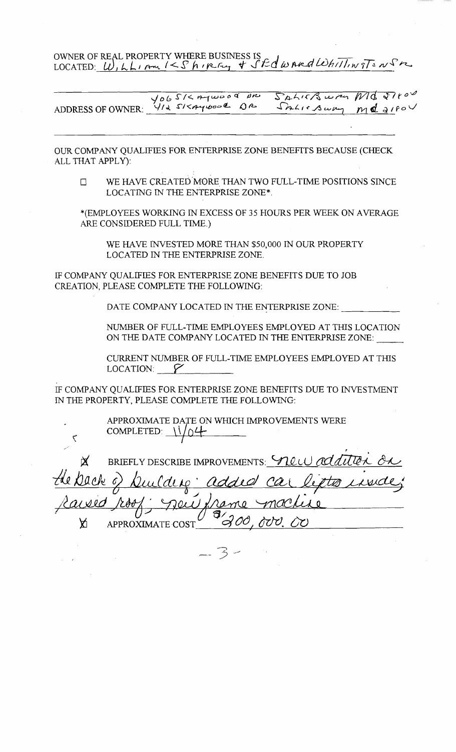OWNER OF REAL PROPERTY WHERE BUSINESS IS LOCATED: William K Shirey & Edward Whittington Sr

ADDRESS OF OWNER: 4065 Sixaywood Dr Salisbury Md 21804 / 412 Sixaywood Dr Salisbury Md 21804

---

OUR COMPANY QUALIFIES FOR ENTERPRISE ZONE BENEFITS BECAUSE (CHECK ALL THAT APPLY):

☐ WE HAVE CREATED MORE THAN TWO FULL-TIME POSITIONS SINCE LOCATING IN THE ENTERPRISE ZONE*.

*(EMPLOYEES WORKING IN EXCESS OF 35 HOURS PER WEEK ON AVERAGE ARE CONSIDERED FULL TIME.)

WE HAVE INVESTED MORE THAN $50,000 IN OUR PROPERTY LOCATED IN THE ENTERPRISE ZONE.

IF COMPANY QUALIFIES FOR ENTERPRISE ZONE BENEFITS DUE TO JOB CREATION, PLEASE COMPLETE THE FOLLOWING:

DATE COMPANY LOCATED IN THE ENTERPRISE ZONE: ____________

NUMBER OF FULL-TIME EMPLOYEES EMPLOYED AT THIS LOCATION ON THE DATE COMPANY LOCATED IN THE ENTERPRISE ZONE: ______

CURRENT NUMBER OF FULL-TIME EMPLOYEES EMPLOYED AT THIS LOCATION: 8

IF COMPANY QUALIFIES FOR ENTERPRISE ZONE BENEFITS DUE TO INVESTMENT IN THE PROPERTY, PLEASE COMPLETE THE FOLLOWING:

APPROXIMATE DATE ON WHICH IMPROVEMENTS WERE COMPLETED: 11/04

☒ BRIEFLY DESCRIBE IMPROVEMENTS: new addition on the back of building; added car lifts inside; raised roof; new frame machine

☒ APPROXIMATE COST $200,000.00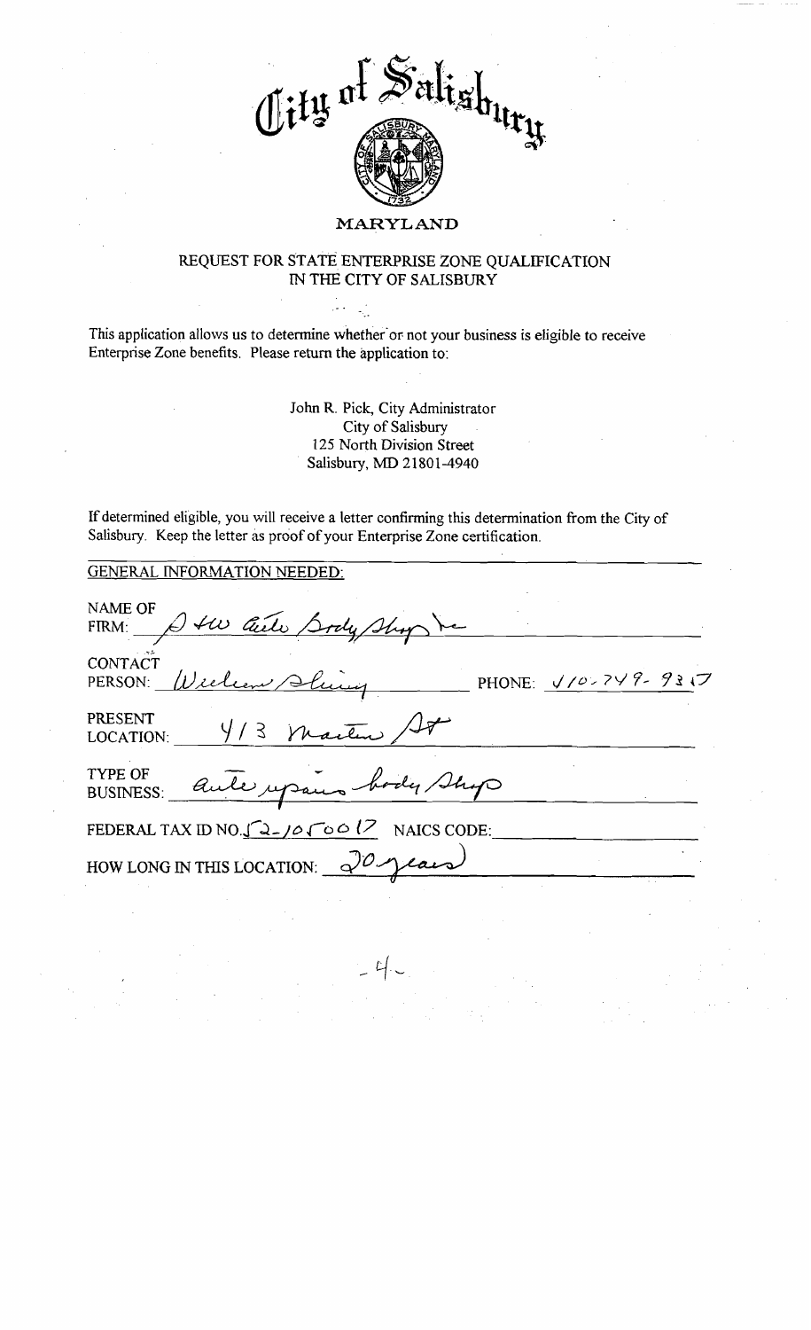# City of Salisbury

**MARYLAND**

## REQUEST FOR STATE ENTERPRISE ZONE QUALIFICATION IN THE CITY OF SALISBURY

This application allows us to determine whether or not your business is eligible to receive Enterprise Zone benefits. Please return the application to:

John R. Pick, City Administrator
City of Salisbury
125 North Division Street
Salisbury, MD 21801-4940

If determined eligible, you will receive a letter confirming this determination from the City of Salisbury. Keep the letter as proof of your Enterprise Zone certification.

GENERAL INFORMATION NEEDED:

NAME OF FIRM: A + W Auto Body Shop Inc

CONTACT PERSON: William Sherry PHONE: 410-749-9317

PRESENT LOCATION: 413 Marine St

TYPE OF BUSINESS: auto repair body shop

FEDERAL TAX ID NO. 52-1050017 NAICS CODE: ____________

HOW LONG IN THIS LOCATION: 20 years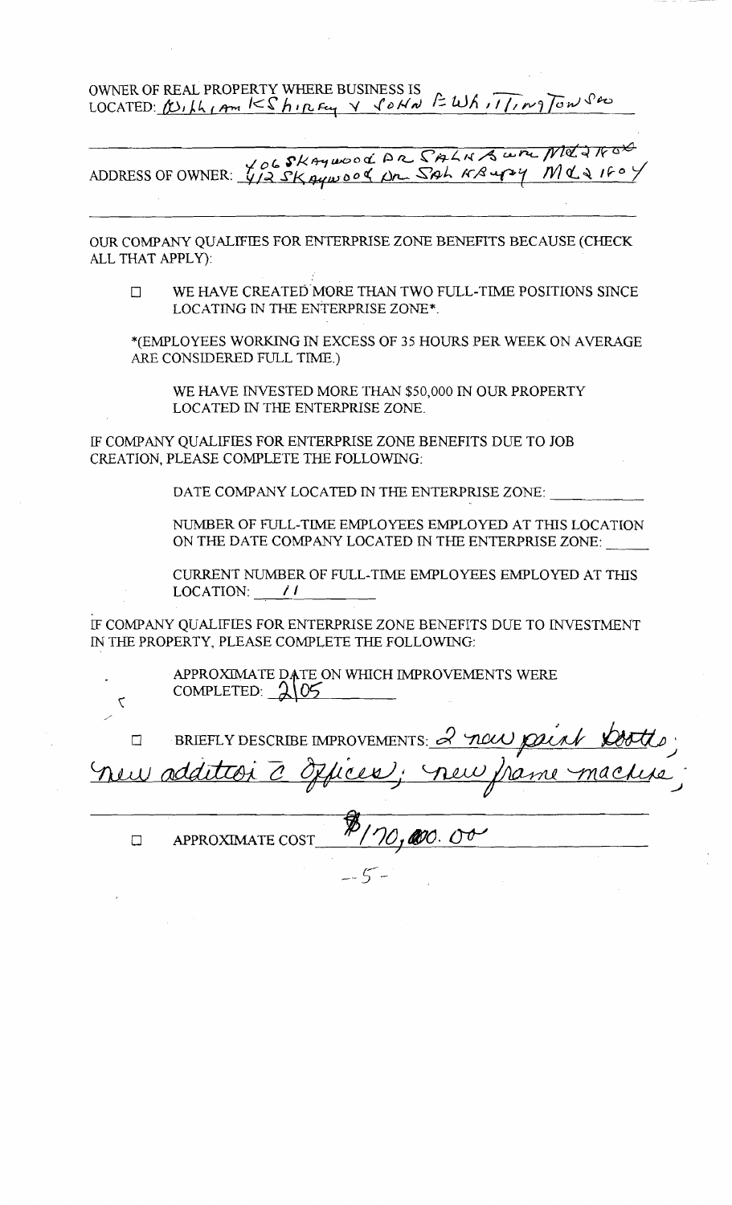OWNER OF REAL PROPERTY WHERE BUSINESS IS LOCATED: William K Shirey v John E Whittington Sr

ADDRESS OF OWNER: 406 Skaywood Dr Salisbury MD 21804 / 412 Skaywood Dr Salisbury MD 21804

OUR COMPANY QUALIFIES FOR ENTERPRISE ZONE BENEFITS BECAUSE (CHECK ALL THAT APPLY):

☐ WE HAVE CREATED MORE THAN TWO FULL-TIME POSITIONS SINCE LOCATING IN THE ENTERPRISE ZONE*.

*(EMPLOYEES WORKING IN EXCESS OF 35 HOURS PER WEEK ON AVERAGE ARE CONSIDERED FULL TIME.)

WE HAVE INVESTED MORE THAN $50,000 IN OUR PROPERTY LOCATED IN THE ENTERPRISE ZONE.

IF COMPANY QUALIFIES FOR ENTERPRISE ZONE BENEFITS DUE TO JOB CREATION, PLEASE COMPLETE THE FOLLOWING:

DATE COMPANY LOCATED IN THE ENTERPRISE ZONE: ______

NUMBER OF FULL-TIME EMPLOYEES EMPLOYED AT THIS LOCATION ON THE DATE COMPANY LOCATED IN THE ENTERPRISE ZONE: ______

CURRENT NUMBER OF FULL-TIME EMPLOYEES EMPLOYED AT THIS LOCATION: 11

IF COMPANY QUALIFIES FOR ENTERPRISE ZONE BENEFITS DUE TO INVESTMENT IN THE PROPERTY, PLEASE COMPLETE THE FOLLOWING:

APPROXIMATE DATE ON WHICH IMPROVEMENTS WERE COMPLETED: 2/05

☐ BRIEFLY DESCRIBE IMPROVEMENTS: 2 new paint booths; new addition c offices; new frame machine;

☐ APPROXIMATE COST $170,000.00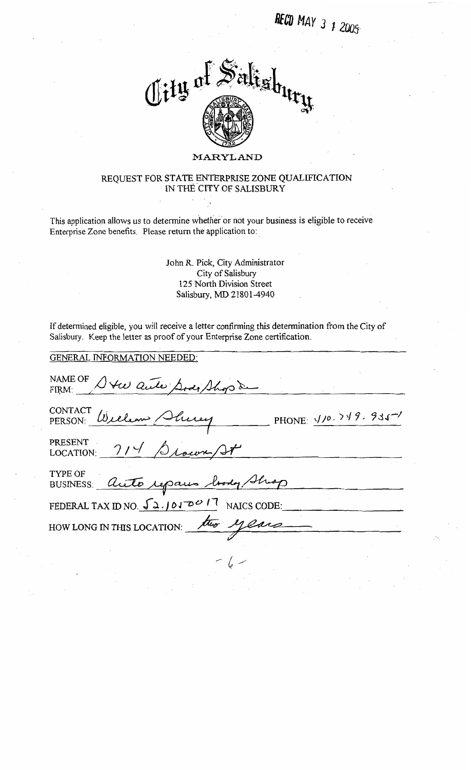RECD MAY 3 1 2005

City of Salisbury

MARYLAND

## REQUEST FOR STATE ENTERPRISE ZONE QUALIFICATION IN THE CITY OF SALISBURY

This application allows us to determine whether or not your business is eligible to receive Enterprise Zone benefits. Please return the application to:

John R. Pick, City Administrator
City of Salisbury
125 North Division Street
Salisbury, MD 21801-4940

If determined eligible, you will receive a letter confirming this determination from the City of Salisbury. Keep the letter as proof of your Enterprise Zone certification.

GENERAL INFORMATION NEEDED:

NAME OF FIRM: Stew Auto Body Shop Inc

CONTACT PERSON: William Sherey PHONE: 410.749.9351

PRESENT LOCATION: 714 Brown St

TYPE OF BUSINESS: auto repair body shop

FEDERAL TAX ID NO. 52.1010017 NAICS CODE: ______

HOW LONG IN THIS LOCATION: two years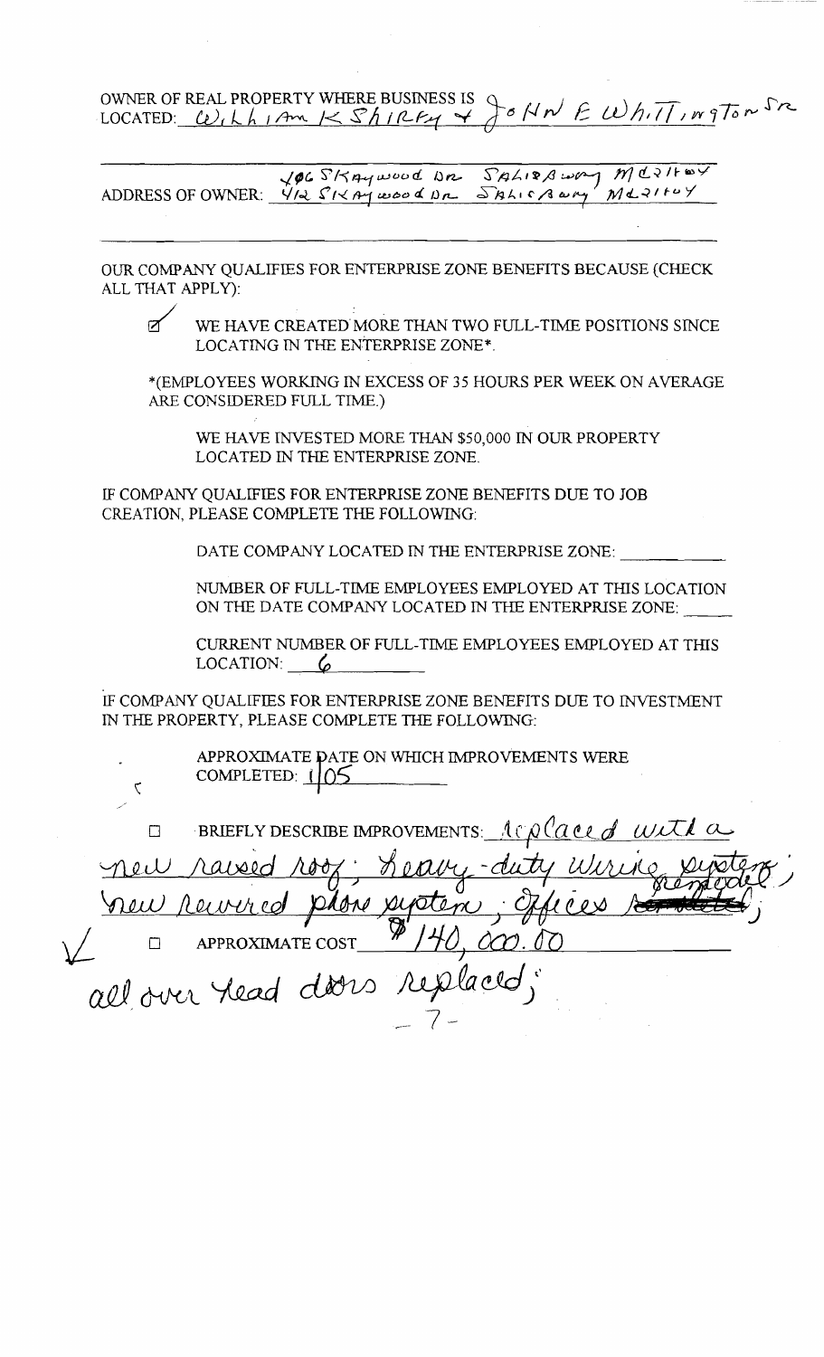OWNER OF REAL PROPERTY WHERE BUSINESS IS LOCATED: William K Shirey + John E Whittington Sr

ADDRESS OF OWNER: 406 Skaywood Dr Salisbury MD 21804
412 Skaywood Dr Salisbury MD 21804

OUR COMPANY QUALIFIES FOR ENTERPRISE ZONE BENEFITS BECAUSE (CHECK ALL THAT APPLY):

☑ WE HAVE CREATED MORE THAN TWO FULL-TIME POSITIONS SINCE LOCATING IN THE ENTERPRISE ZONE*.

*(EMPLOYEES WORKING IN EXCESS OF 35 HOURS PER WEEK ON AVERAGE ARE CONSIDERED FULL TIME.)

WE HAVE INVESTED MORE THAN $50,000 IN OUR PROPERTY LOCATED IN THE ENTERPRISE ZONE.

IF COMPANY QUALIFIES FOR ENTERPRISE ZONE BENEFITS DUE TO JOB CREATION, PLEASE COMPLETE THE FOLLOWING:

DATE COMPANY LOCATED IN THE ENTERPRISE ZONE: ____________

NUMBER OF FULL-TIME EMPLOYEES EMPLOYED AT THIS LOCATION ON THE DATE COMPANY LOCATED IN THE ENTERPRISE ZONE: _____

CURRENT NUMBER OF FULL-TIME EMPLOYEES EMPLOYED AT THIS LOCATION: 6

IF COMPANY QUALIFIES FOR ENTERPRISE ZONE BENEFITS DUE TO INVESTMENT IN THE PROPERTY, PLEASE COMPLETE THE FOLLOWING:

APPROXIMATE DATE ON WHICH IMPROVEMENTS WERE COMPLETED: 1/05

☐ BRIEFLY DESCRIBE IMPROVEMENTS: replaced with a new raised roof; heavy-duty wiring system; new poured floor system; offices remodel; all over head doors replaced;

☐ APPROXIMATE COST $140,000.00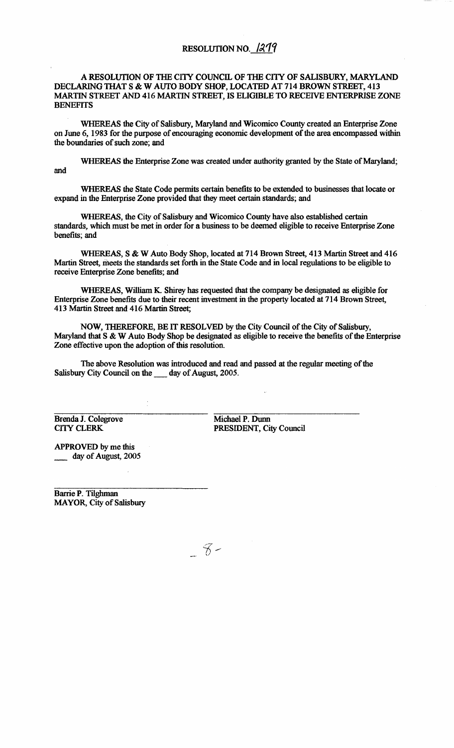# RESOLUTION NO. 1279

**A RESOLUTION OF THE CITY COUNCIL OF THE CITY OF SALISBURY, MARYLAND DECLARING THAT S & W AUTO BODY SHOP, LOCATED AT 714 BROWN STREET, 413 MARTIN STREET AND 416 MARTIN STREET, IS ELIGIBLE TO RECEIVE ENTERPRISE ZONE BENEFITS**

WHEREAS the City of Salisbury, Maryland and Wicomico County created an Enterprise Zone on June 6, 1983 for the purpose of encouraging economic development of the area encompassed within the boundaries of such zone; and

WHEREAS the Enterprise Zone was created under authority granted by the State of Maryland; and

WHEREAS the State Code permits certain benefits to be extended to businesses that locate or expand in the Enterprise Zone provided that they meet certain standards; and

WHEREAS, the City of Salisbury and Wicomico County have also established certain standards, which must be met in order for a business to be deemed eligible to receive Enterprise Zone benefits; and

WHEREAS, S & W Auto Body Shop, located at 714 Brown Street, 413 Martin Street and 416 Martin Street, meets the standards set forth in the State Code and in local regulations to be eligible to receive Enterprise Zone benefits; and

WHEREAS, William K. Shirey has requested that the company be designated as eligible for Enterprise Zone benefits due to their recent investment in the property located at 714 Brown Street, 413 Martin Street and 416 Martin Street;

NOW, THEREFORE, BE IT RESOLVED by the City Council of the City of Salisbury, Maryland that S & W Auto Body Shop be designated as eligible to receive the benefits of the Enterprise Zone effective upon the adoption of this resolution.

The above Resolution was introduced and read and passed at the regular meeting of the Salisbury City Council on the ___ day of August, 2005.

Brenda J. Colegrove
CITY CLERK

Michael P. Dunn
PRESIDENT, City Council

APPROVED by me this
___ day of August, 2005

Barrie P. Tilghman
MAYOR, City of Salisbury